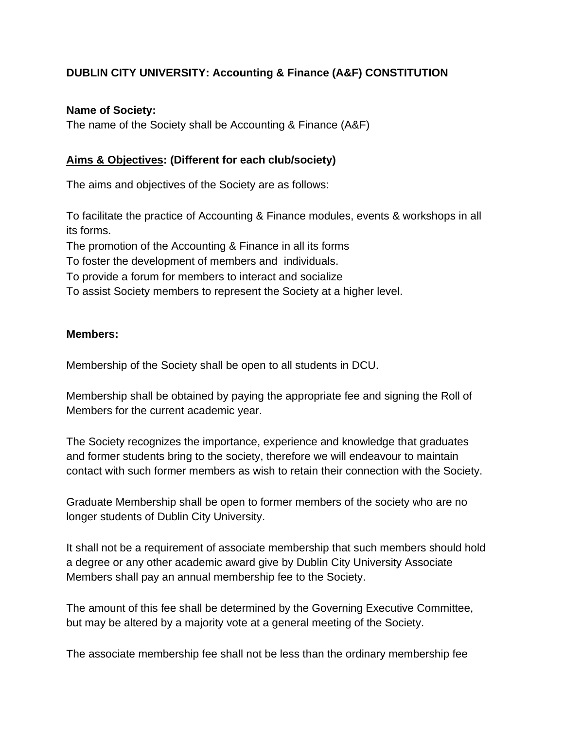**DUBLIN CITY UNIVERSITY: Accounting & Finance (A&F) CONSTITUTION**

**Name of Society:**
The name of the Society shall be Accounting & Finance (A&F)

**<u>Aims & Objectives</u>: (Different for each club/society)**

The aims and objectives of the Society are as follows:

To facilitate the practice of Accounting & Finance modules, events & workshops in all its forms.
The promotion of the Accounting & Finance in all its forms
To foster the development of members and individuals.
To provide a forum for members to interact and socialize
To assist Society members to represent the Society at a higher level.

**Members:**

Membership of the Society shall be open to all students in DCU.

Membership shall be obtained by paying the appropriate fee and signing the Roll of Members for the current academic year.

The Society recognizes the importance, experience and knowledge that graduates and former students bring to the society, therefore we will endeavour to maintain contact with such former members as wish to retain their connection with the Society.

Graduate Membership shall be open to former members of the society who are no longer students of Dublin City University.

It shall not be a requirement of associate membership that such members should hold a degree or any other academic award give by Dublin City University Associate Members shall pay an annual membership fee to the Society.

The amount of this fee shall be determined by the Governing Executive Committee, but may be altered by a majority vote at a general meeting of the Society.

The associate membership fee shall not be less than the ordinary membership fee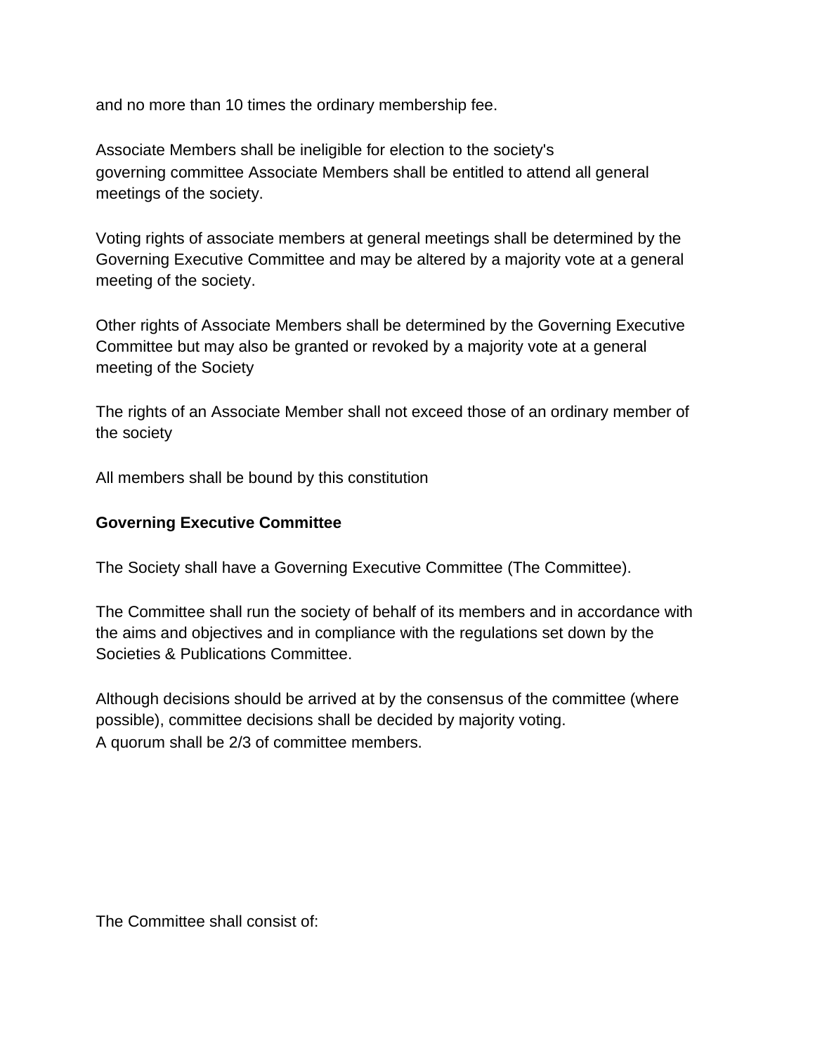and no more than 10 times the ordinary membership fee.

Associate Members shall be ineligible for election to the society's governing committee Associate Members shall be entitled to attend all general meetings of the society.

Voting rights of associate members at general meetings shall be determined by the Governing Executive Committee and may be altered by a majority vote at a general meeting of the society.

Other rights of Associate Members shall be determined by the Governing Executive Committee but may also be granted or revoked by a majority vote at a general meeting of the Society

The rights of an Associate Member shall not exceed those of an ordinary member of the society

All members shall be bound by this constitution

**Governing Executive Committee**

The Society shall have a Governing Executive Committee (The Committee).

The Committee shall run the society of behalf of its members and in accordance with the aims and objectives and in compliance with the regulations set down by the Societies & Publications Committee.

Although decisions should be arrived at by the consensus of the committee (where possible), committee decisions shall be decided by majority voting.
A quorum shall be 2/3 of committee members.

The Committee shall consist of: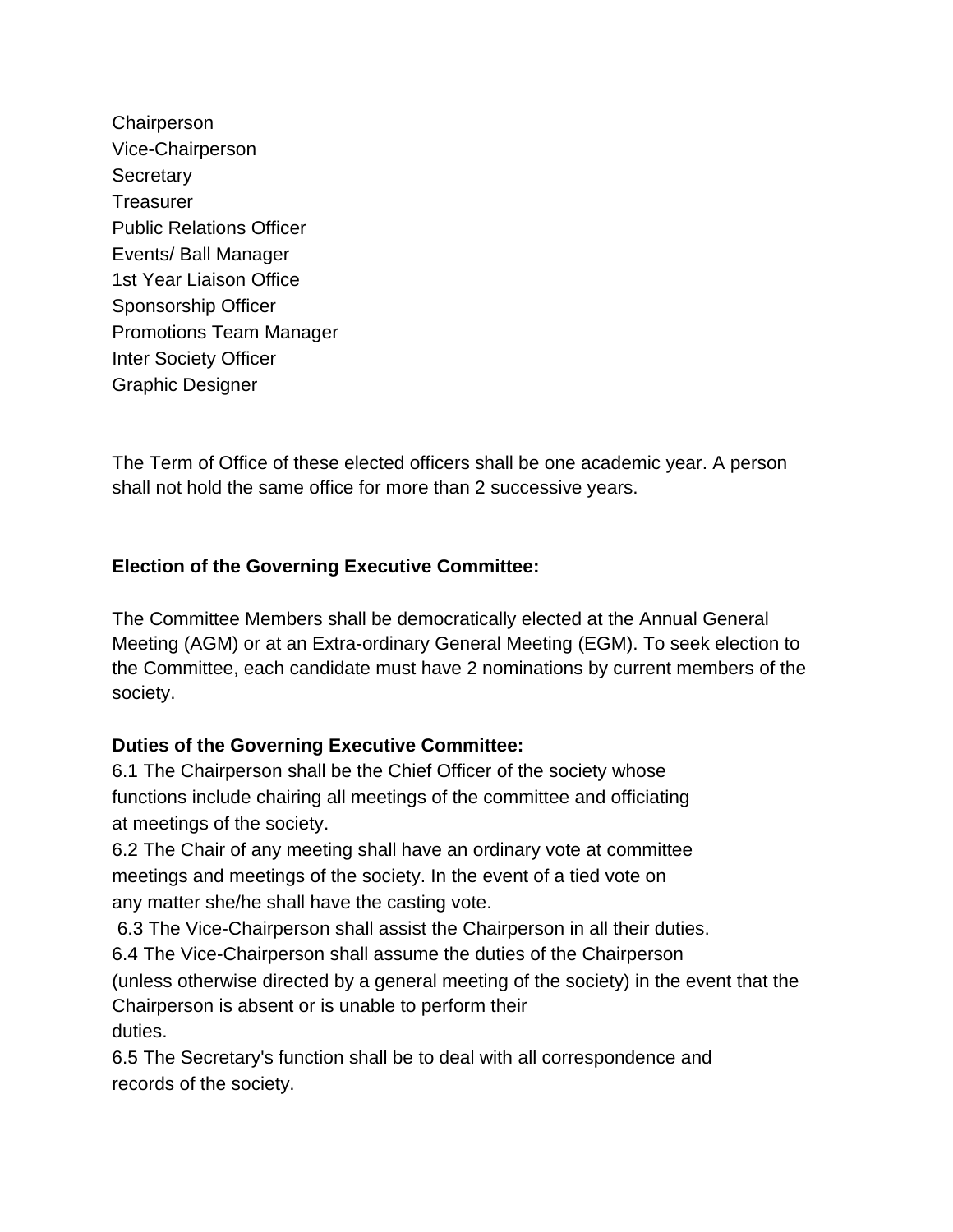Chairperson
Vice-Chairperson
Secretary
Treasurer
Public Relations Officer
Events/ Ball Manager
1st Year Liaison Office
Sponsorship Officer
Promotions Team Manager
Inter Society Officer
Graphic Designer

The Term of Office of these elected officers shall be one academic year. A person shall not hold the same office for more than 2 successive years.

**Election of the Governing Executive Committee:**

The Committee Members shall be democratically elected at the Annual General Meeting (AGM) or at an Extra-ordinary General Meeting (EGM). To seek election to the Committee, each candidate must have 2 nominations by current members of the society.

**Duties of the Governing Executive Committee:**

6.1 The Chairperson shall be the Chief Officer of the society whose functions include chairing all meetings of the committee and officiating at meetings of the society.

6.2 The Chair of any meeting shall have an ordinary vote at committee meetings and meetings of the society. In the event of a tied vote on any matter she/he shall have the casting vote.

6.3 The Vice-Chairperson shall assist the Chairperson in all their duties.

6.4 The Vice-Chairperson shall assume the duties of the Chairperson (unless otherwise directed by a general meeting of the society) in the event that the Chairperson is absent or is unable to perform their duties.

6.5 The Secretary's function shall be to deal with all correspondence and records of the society.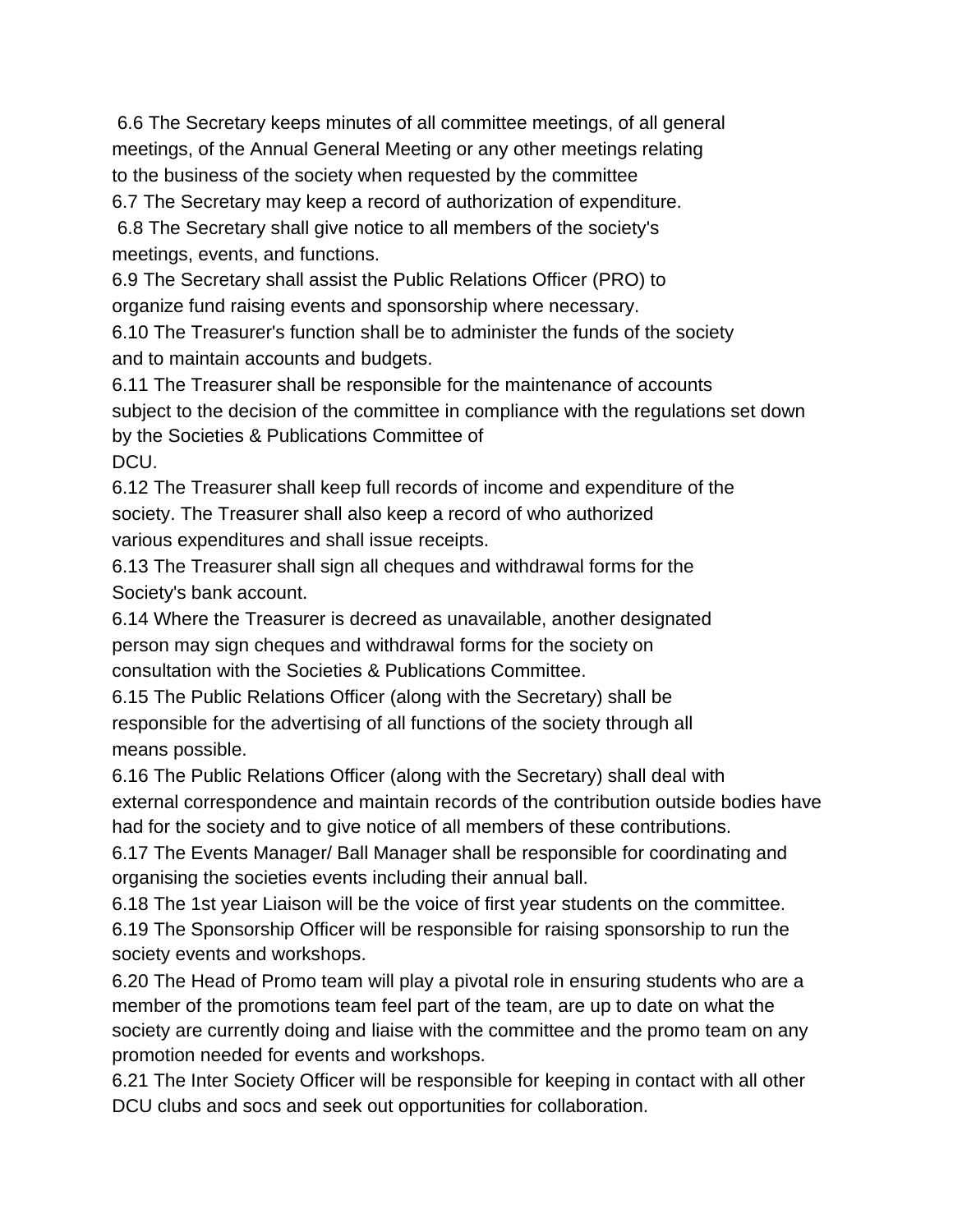6.6 The Secretary keeps minutes of all committee meetings, of all general meetings, of the Annual General Meeting or any other meetings relating to the business of the society when requested by the committee

6.7 The Secretary may keep a record of authorization of expenditure.

6.8 The Secretary shall give notice to all members of the society's meetings, events, and functions.

6.9 The Secretary shall assist the Public Relations Officer (PRO) to organize fund raising events and sponsorship where necessary.

6.10 The Treasurer's function shall be to administer the funds of the society and to maintain accounts and budgets.

6.11 The Treasurer shall be responsible for the maintenance of accounts subject to the decision of the committee in compliance with the regulations set down by the Societies & Publications Committee of DCU.

6.12 The Treasurer shall keep full records of income and expenditure of the society. The Treasurer shall also keep a record of who authorized various expenditures and shall issue receipts.

6.13 The Treasurer shall sign all cheques and withdrawal forms for the Society's bank account.

6.14 Where the Treasurer is decreed as unavailable, another designated person may sign cheques and withdrawal forms for the society on consultation with the Societies & Publications Committee.

6.15 The Public Relations Officer (along with the Secretary) shall be responsible for the advertising of all functions of the society through all means possible.

6.16 The Public Relations Officer (along with the Secretary) shall deal with external correspondence and maintain records of the contribution outside bodies have had for the society and to give notice of all members of these contributions.

6.17 The Events Manager/ Ball Manager shall be responsible for coordinating and organising the societies events including their annual ball.

6.18 The 1st year Liaison will be the voice of first year students on the committee.

6.19 The Sponsorship Officer will be responsible for raising sponsorship to run the society events and workshops.

6.20 The Head of Promo team will play a pivotal role in ensuring students who are a member of the promotions team feel part of the team, are up to date on what the society are currently doing and liaise with the committee and the promo team on any promotion needed for events and workshops.

6.21 The Inter Society Officer will be responsible for keeping in contact with all other DCU clubs and socs and seek out opportunities for collaboration.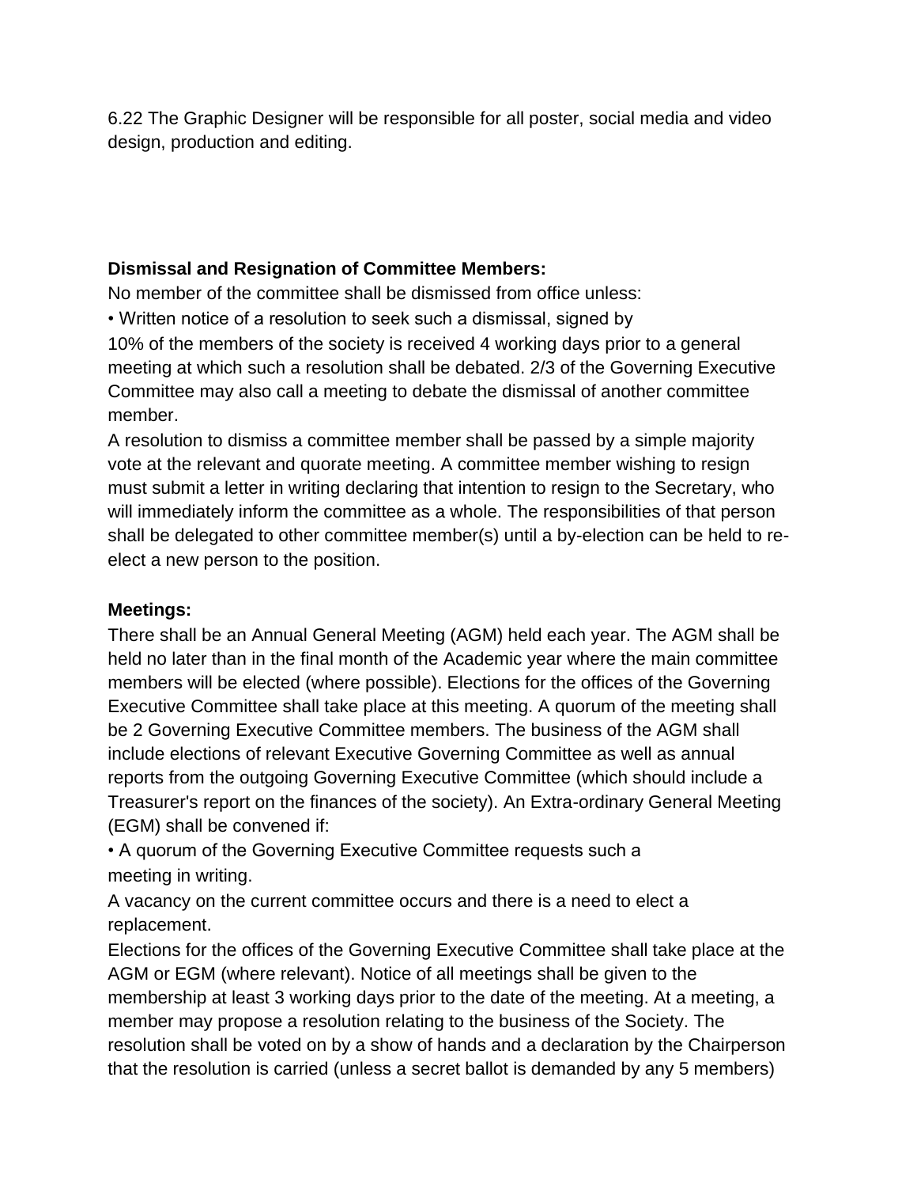6.22 The Graphic Designer will be responsible for all poster, social media and video design, production and editing.

**Dismissal and Resignation of Committee Members:**

No member of the committee shall be dismissed from office unless:

• Written notice of a resolution to seek such a dismissal, signed by 10% of the members of the society is received 4 working days prior to a general meeting at which such a resolution shall be debated. 2/3 of the Governing Executive Committee may also call a meeting to debate the dismissal of another committee member.

A resolution to dismiss a committee member shall be passed by a simple majority vote at the relevant and quorate meeting. A committee member wishing to resign must submit a letter in writing declaring that intention to resign to the Secretary, who will immediately inform the committee as a whole. The responsibilities of that person shall be delegated to other committee member(s) until a by-election can be held to re-elect a new person to the position.

**Meetings:**

There shall be an Annual General Meeting (AGM) held each year. The AGM shall be held no later than in the final month of the Academic year where the main committee members will be elected (where possible). Elections for the offices of the Governing Executive Committee shall take place at this meeting. A quorum of the meeting shall be 2 Governing Executive Committee members. The business of the AGM shall include elections of relevant Executive Governing Committee as well as annual reports from the outgoing Governing Executive Committee (which should include a Treasurer's report on the finances of the society). An Extra-ordinary General Meeting (EGM) shall be convened if:

• A quorum of the Governing Executive Committee requests such a meeting in writing.

A vacancy on the current committee occurs and there is a need to elect a replacement.

Elections for the offices of the Governing Executive Committee shall take place at the AGM or EGM (where relevant). Notice of all meetings shall be given to the membership at least 3 working days prior to the date of the meeting. At a meeting, a member may propose a resolution relating to the business of the Society. The resolution shall be voted on by a show of hands and a declaration by the Chairperson that the resolution is carried (unless a secret ballot is demanded by any 5 members)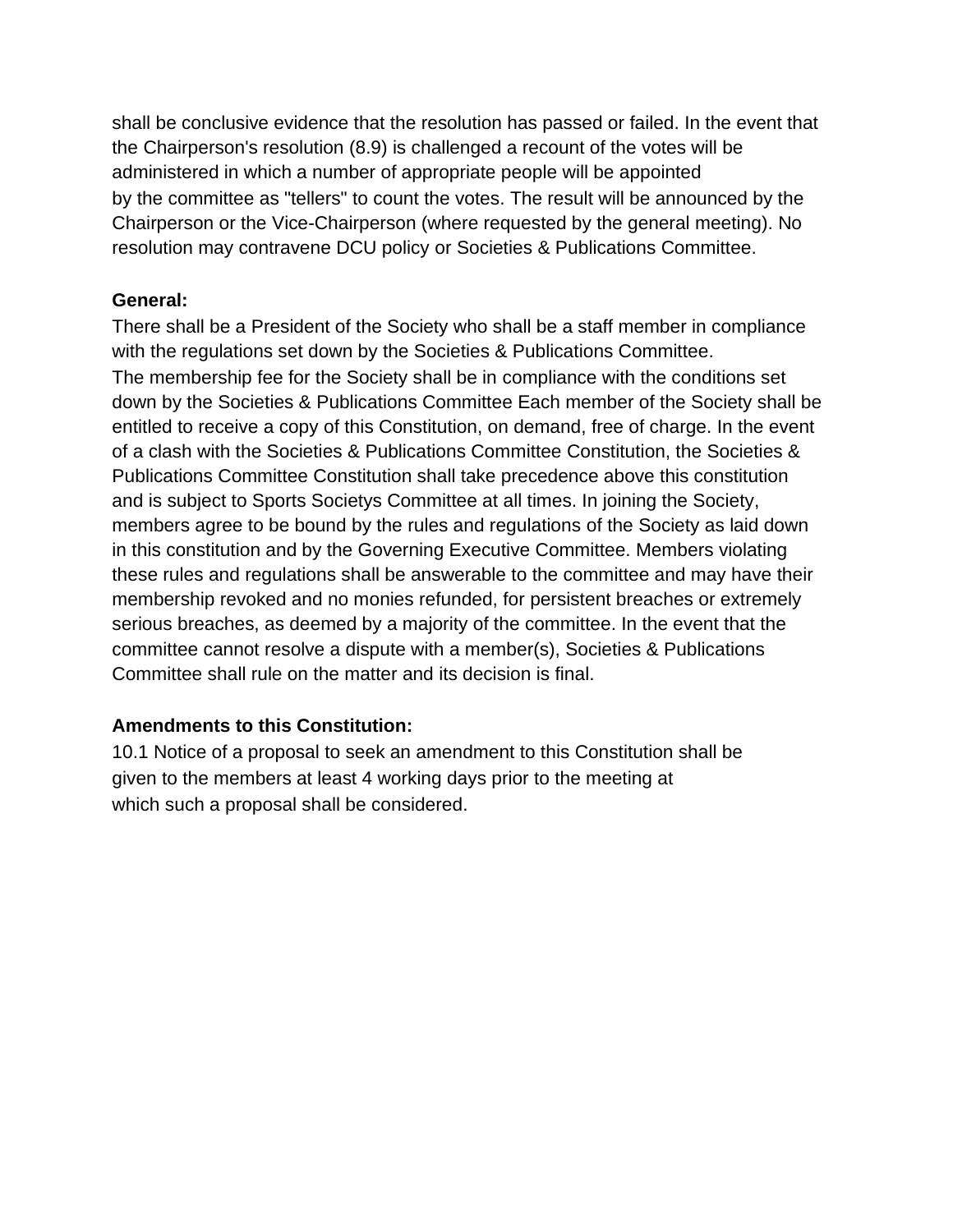shall be conclusive evidence that the resolution has passed or failed. In the event that the Chairperson's resolution (8.9) is challenged a recount of the votes will be administered in which a number of appropriate people will be appointed by the committee as "tellers" to count the votes. The result will be announced by the Chairperson or the Vice-Chairperson (where requested by the general meeting). No resolution may contravene DCU policy or Societies & Publications Committee.

**General:**

There shall be a President of the Society who shall be a staff member in compliance with the regulations set down by the Societies & Publications Committee.
The membership fee for the Society shall be in compliance with the conditions set down by the Societies & Publications Committee Each member of the Society shall be entitled to receive a copy of this Constitution, on demand, free of charge. In the event of a clash with the Societies & Publications Committee Constitution, the Societies & Publications Committee Constitution shall take precedence above this constitution and is subject to Sports Societys Committee at all times. In joining the Society, members agree to be bound by the rules and regulations of the Society as laid down in this constitution and by the Governing Executive Committee. Members violating these rules and regulations shall be answerable to the committee and may have their membership revoked and no monies refunded, for persistent breaches or extremely serious breaches, as deemed by a majority of the committee. In the event that the committee cannot resolve a dispute with a member(s), Societies & Publications Committee shall rule on the matter and its decision is final.

**Amendments to this Constitution:**

10.1 Notice of a proposal to seek an amendment to this Constitution shall be given to the members at least 4 working days prior to the meeting at which such a proposal shall be considered.